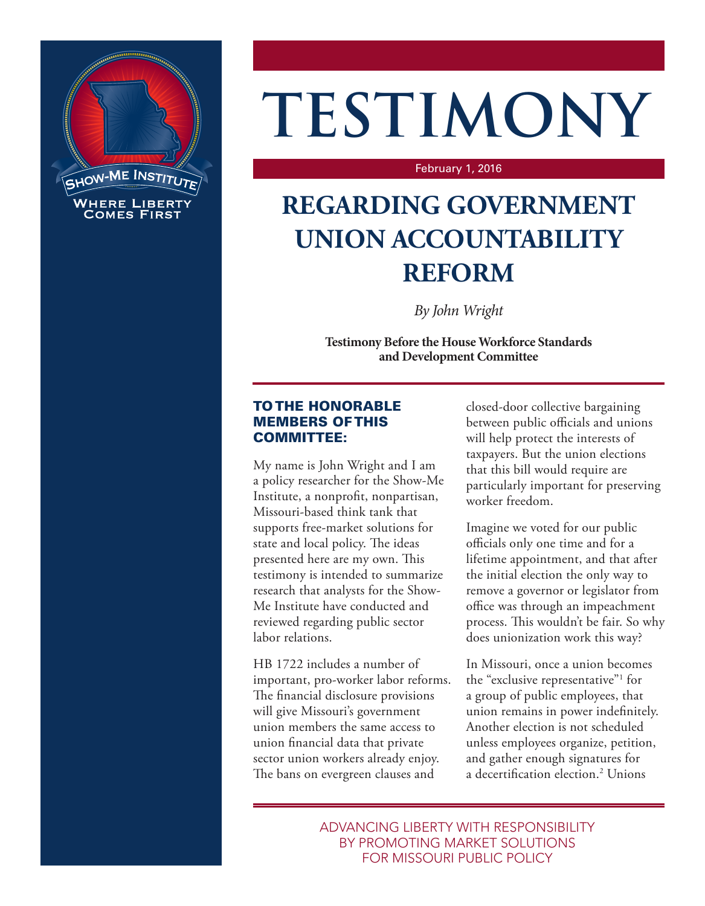SHOW-ME INSTITUTE
WHERE LIBERTY COMES FIRST

# TESTIMONY

February 1, 2016

## REGARDING GOVERNMENT UNION ACCOUNTABILITY REFORM

*By John Wright*

**Testimony Before the House Workforce Standards and Development Committee**

### TO THE HONORABLE MEMBERS OF THIS COMMITTEE:

My name is John Wright and I am a policy researcher for the Show-Me Institute, a nonprofit, nonpartisan, Missouri-based think tank that supports free-market solutions for state and local policy. The ideas presented here are my own. This testimony is intended to summarize research that analysts for the Show-Me Institute have conducted and reviewed regarding public sector labor relations.

HB 1722 includes a number of important, pro-worker labor reforms. The financial disclosure provisions will give Missouri's government union members the same access to union financial data that private sector union workers already enjoy. The bans on evergreen clauses and closed-door collective bargaining between public officials and unions will help protect the interests of taxpayers. But the union elections that this bill would require are particularly important for preserving worker freedom.

Imagine we voted for our public officials only one time and for a lifetime appointment, and that after the initial election the only way to remove a governor or legislator from office was through an impeachment process. This wouldn't be fair. So why does unionization work this way?

In Missouri, once a union becomes the "exclusive representative"[1] for a group of public employees, that union remains in power indefinitely. Another election is not scheduled unless employees organize, petition, and gather enough signatures for a decertification election.[2] Unions

ADVANCING LIBERTY WITH RESPONSIBILITY BY PROMOTING MARKET SOLUTIONS FOR MISSOURI PUBLIC POLICY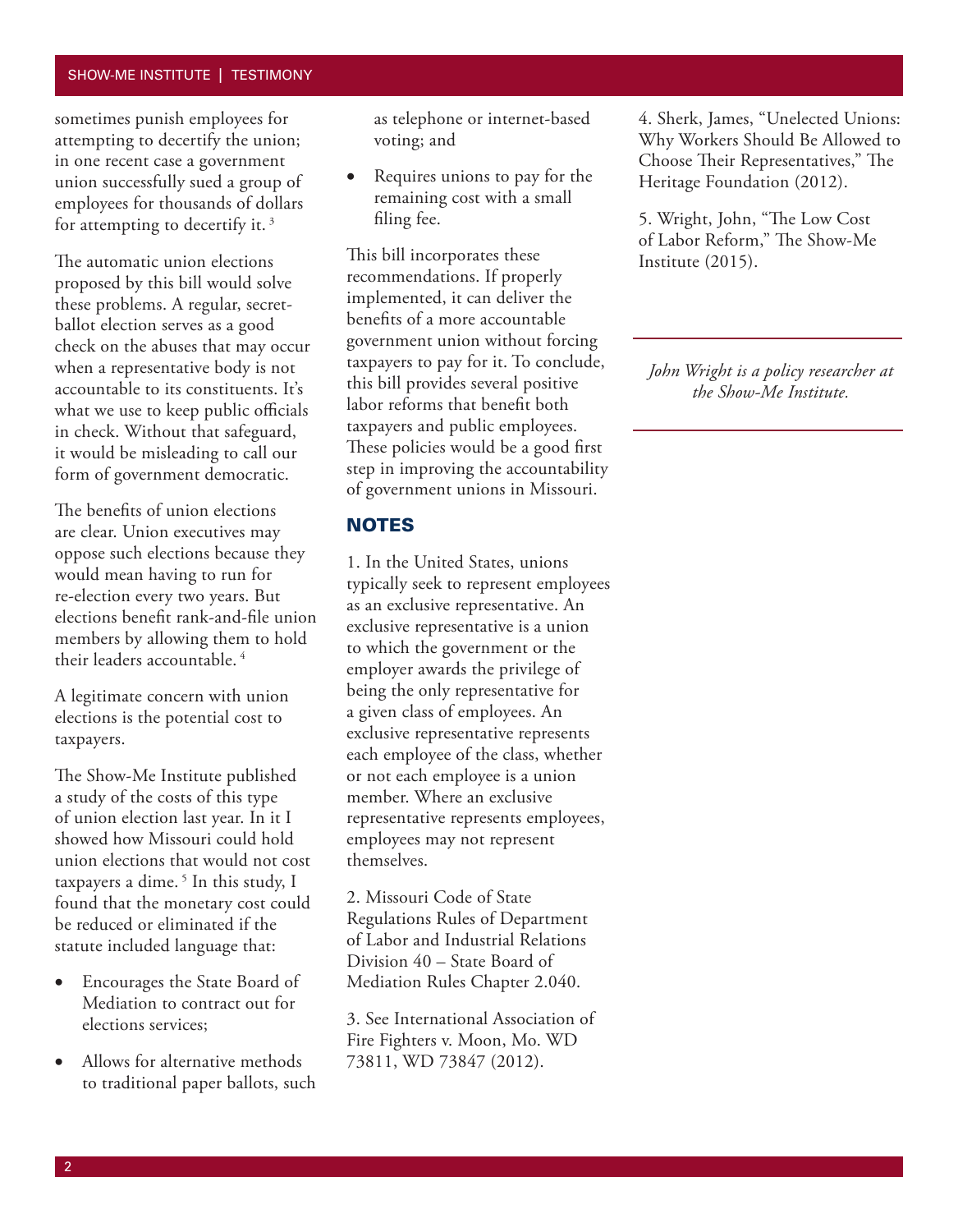sometimes punish employees for attempting to decertify the union; in one recent case a government union successfully sued a group of employees for thousands of dollars for attempting to decertify it. [3]

The automatic union elections proposed by this bill would solve these problems. A regular, secret-ballot election serves as a good check on the abuses that may occur when a representative body is not accountable to its constituents. It's what we use to keep public officials in check. Without that safeguard, it would be misleading to call our form of government democratic.

The benefits of union elections are clear. Union executives may oppose such elections because they would mean having to run for re-election every two years. But elections benefit rank-and-file union members by allowing them to hold their leaders accountable. [4]

A legitimate concern with union elections is the potential cost to taxpayers.

The Show-Me Institute published a study of the costs of this type of union election last year. In it I showed how Missouri could hold union elections that would not cost taxpayers a dime. [5] In this study, I found that the monetary cost could be reduced or eliminated if the statute included language that:

- Encourages the State Board of Mediation to contract out for elections services;
- Allows for alternative methods to traditional paper ballots, such as telephone or internet-based voting; and
- Requires unions to pay for the remaining cost with a small filing fee.

This bill incorporates these recommendations. If properly implemented, it can deliver the benefits of a more accountable government union without forcing taxpayers to pay for it. To conclude, this bill provides several positive labor reforms that benefit both taxpayers and public employees. These policies would be a good first step in improving the accountability of government unions in Missouri.

## NOTES

1. In the United States, unions typically seek to represent employees as an exclusive representative. An exclusive representative is a union to which the government or the employer awards the privilege of being the only representative for a given class of employees. An exclusive representative represents each employee of the class, whether or not each employee is a union member. Where an exclusive representative represents employees, employees may not represent themselves.

2. Missouri Code of State Regulations Rules of Department of Labor and Industrial Relations Division 40 – State Board of Mediation Rules Chapter 2.040.

3. See International Association of Fire Fighters v. Moon, Mo. WD 73811, WD 73847 (2012).

4. Sherk, James, "Unelected Unions: Why Workers Should Be Allowed to Choose Their Representatives," The Heritage Foundation (2012).

5. Wright, John, "The Low Cost of Labor Reform," The Show-Me Institute (2015).

*John Wright is a policy researcher at the Show-Me Institute.*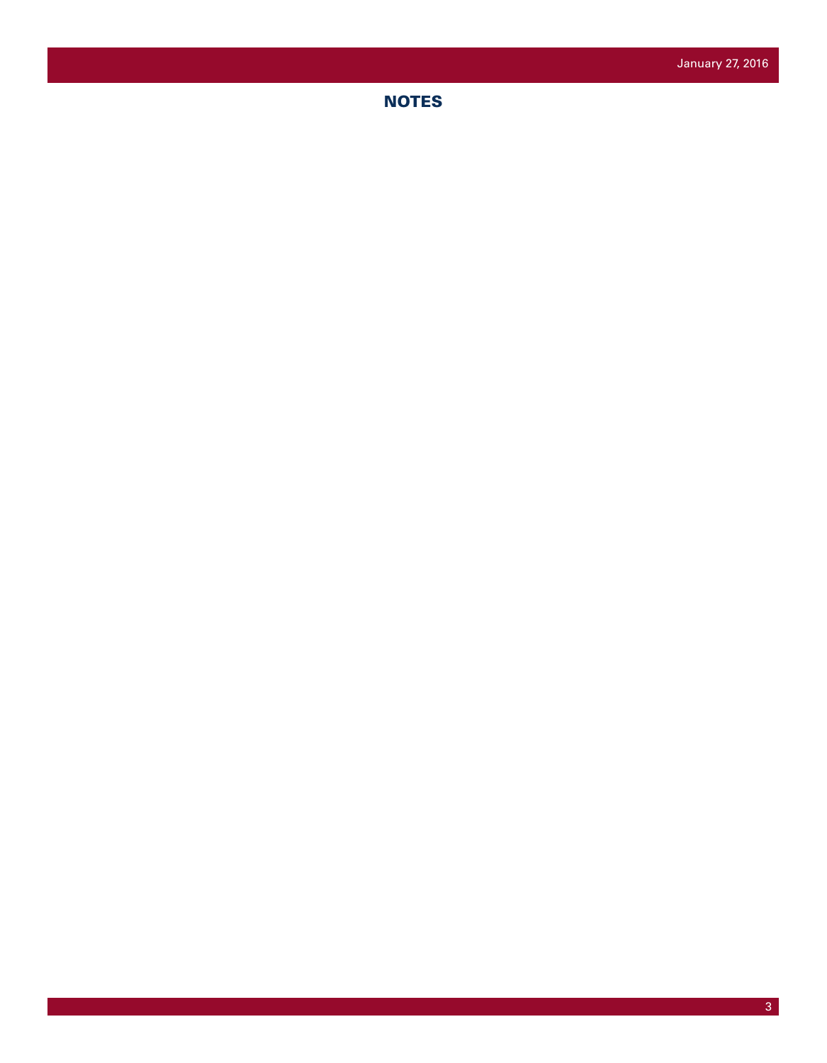## NOTES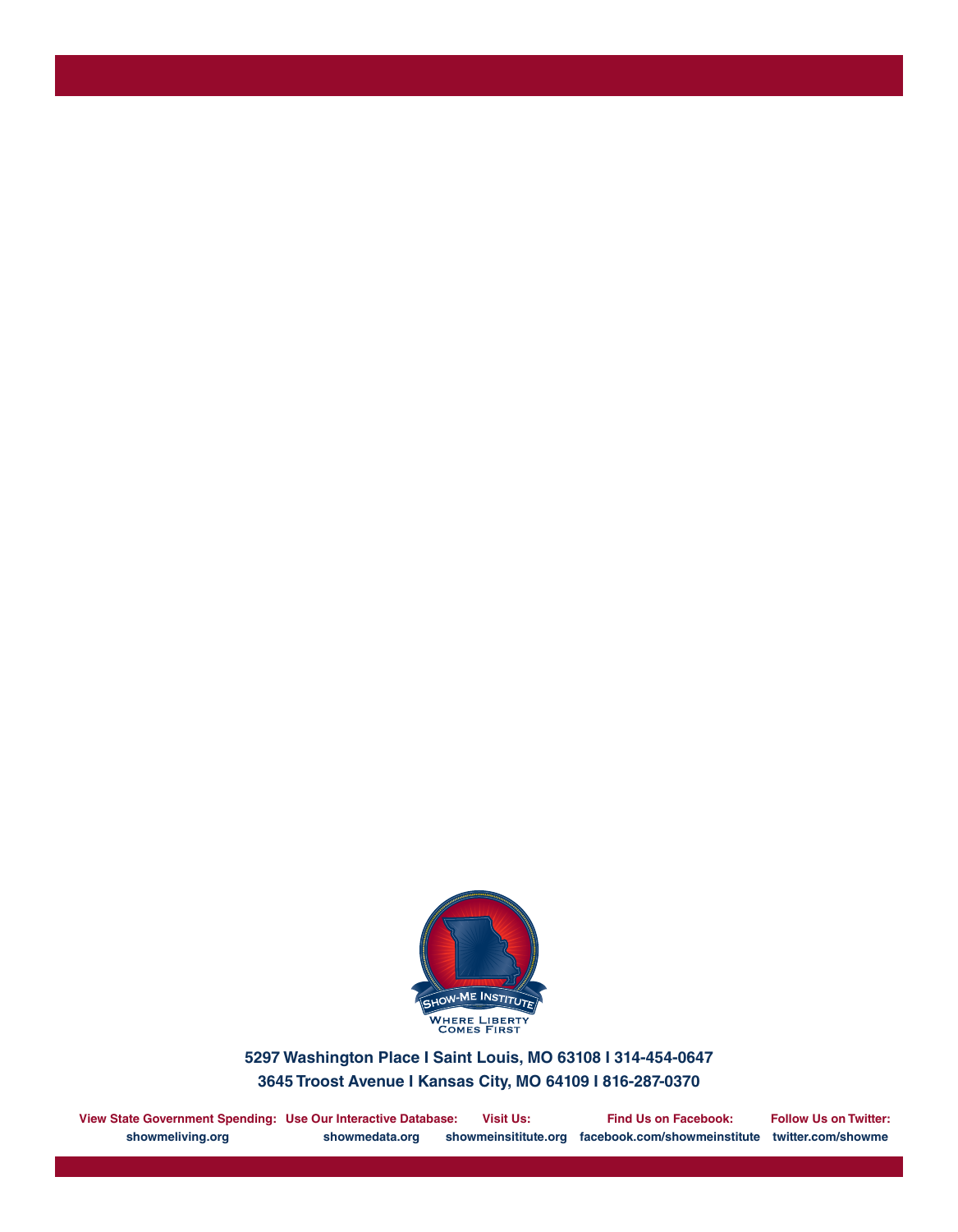SHOW-ME INSTITUTE

WHERE LIBERTY COMES FIRST

**5297 Washington Place I Saint Louis, MO 63108 I 314-454-0647**

**3645 Troost Avenue I Kansas City, MO 64109 I 816-287-0370**

| View State Government Spending: | Use Our Interactive Database: | Visit Us: | Find Us on Facebook: | Follow Us on Twitter: |
|---|---|---|---|---|
| showmeliving.org | showmedata.org | showmeinsititute.org | facebook.com/showmeinstitute | twitter.com/showme |